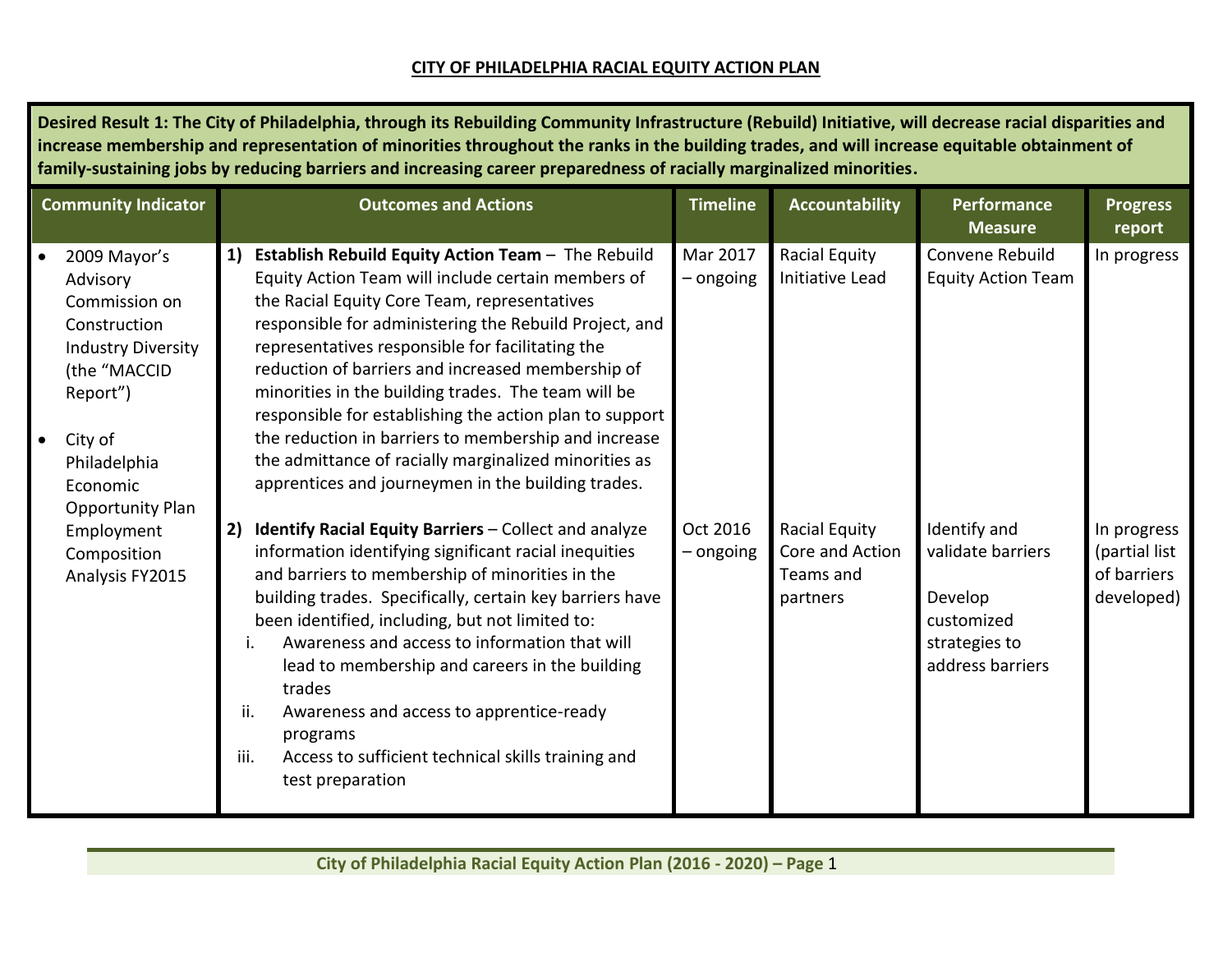# CITY OF PHILADELPHIA RACIAL EQUITY ACTION PLAN

**Desired Result 1: The City of Philadelphia, through its Rebuilding Community Infrastructure (Rebuild) Initiative, will decrease racial disparities and increase membership and representation of minorities throughout the ranks in the building trades, and will increase equitable obtainment of family-sustaining jobs by reducing barriers and increasing career preparedness of racially marginalized minorities.**

| Community Indicator | Outcomes and Actions | Timeline | Accountability | Performance Measure | Progress report |
|---|---|---|---|---|---|
| • 2009 Mayor's Advisory Commission on Construction Industry Diversity (the "MACCID Report")<br><br>• City of Philadelphia Economic Opportunity Plan Employment Composition Analysis FY2015 | **1) Establish Rebuild Equity Action Team** – The Rebuild Equity Action Team will include certain members of the Racial Equity Core Team, representatives responsible for administering the Rebuild Project, and representatives responsible for facilitating the reduction of barriers and increased membership of minorities in the building trades. The team will be responsible for establishing the action plan to support the reduction in barriers to membership and increase the admittance of racially marginalized minorities as apprentices and journeymen in the building trades. | Mar 2017 – ongoing | Racial Equity Initiative Lead | Convene Rebuild Equity Action Team | In progress |
| | **2) Identify Racial Equity Barriers** – Collect and analyze information identifying significant racial inequities and barriers to membership of minorities in the building trades. Specifically, certain key barriers have been identified, including, but not limited to:<br>i. Awareness and access to information that will lead to membership and careers in the building trades<br>ii. Awareness and access to apprentice-ready programs<br>iii. Access to sufficient technical skills training and test preparation | Oct 2016 – ongoing | Racial Equity Core and Action Teams and partners | Identify and validate barriers<br><br>Develop customized strategies to address barriers | In progress (partial list of barriers developed) |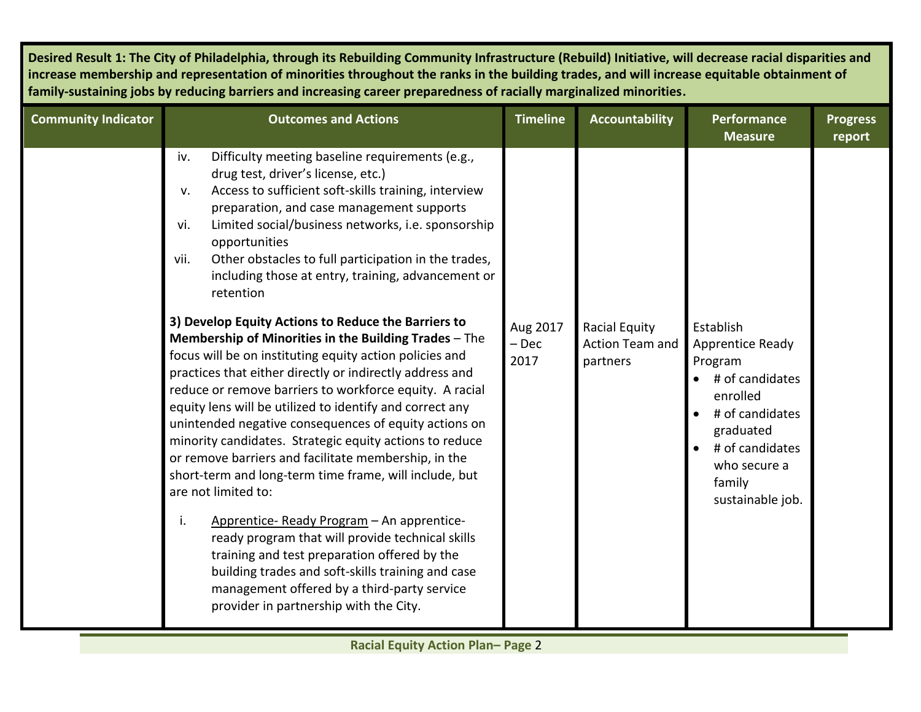**Desired Result 1: The City of Philadelphia, through its Rebuilding Community Infrastructure (Rebuild) Initiative, will decrease racial disparities and increase membership and representation of minorities throughout the ranks in the building trades, and will increase equitable obtainment of family-sustaining jobs by reducing barriers and increasing career preparedness of racially marginalized minorities.**

| Community Indicator | Outcomes and Actions | Timeline | Accountability | Performance Measure | Progress report |
|---|---|---|---|---|---|
| | iv. Difficulty meeting baseline requirements (e.g., drug test, driver's license, etc.)<br>v. Access to sufficient soft-skills training, interview preparation, and case management supports<br>vi. Limited social/business networks, i.e. sponsorship opportunities<br>vii. Other obstacles to full participation in the trades, including those at entry, training, advancement or retention | | | | |
| | **3) Develop Equity Actions to Reduce the Barriers to Membership of Minorities in the Building Trades** – The focus will be on instituting equity action policies and practices that either directly or indirectly address and reduce or remove barriers to workforce equity. A racial equity lens will be utilized to identify and correct any unintended negative consequences of equity actions on minority candidates. Strategic equity actions to reduce or remove barriers and facilitate membership, in the short-term and long-term time frame, will include, but are not limited to:<br><br>i. <u>Apprentice- Ready Program</u> – An apprentice-ready program that will provide technical skills training and test preparation offered by the building trades and soft-skills training and case management offered by a third-party service provider in partnership with the City. | Aug 2017 – Dec 2017 | Racial Equity Action Team and partners | Establish Apprentice Ready Program<br>• # of candidates enrolled<br>• # of candidates graduated<br>• # of candidates who secure a family sustainable job. | |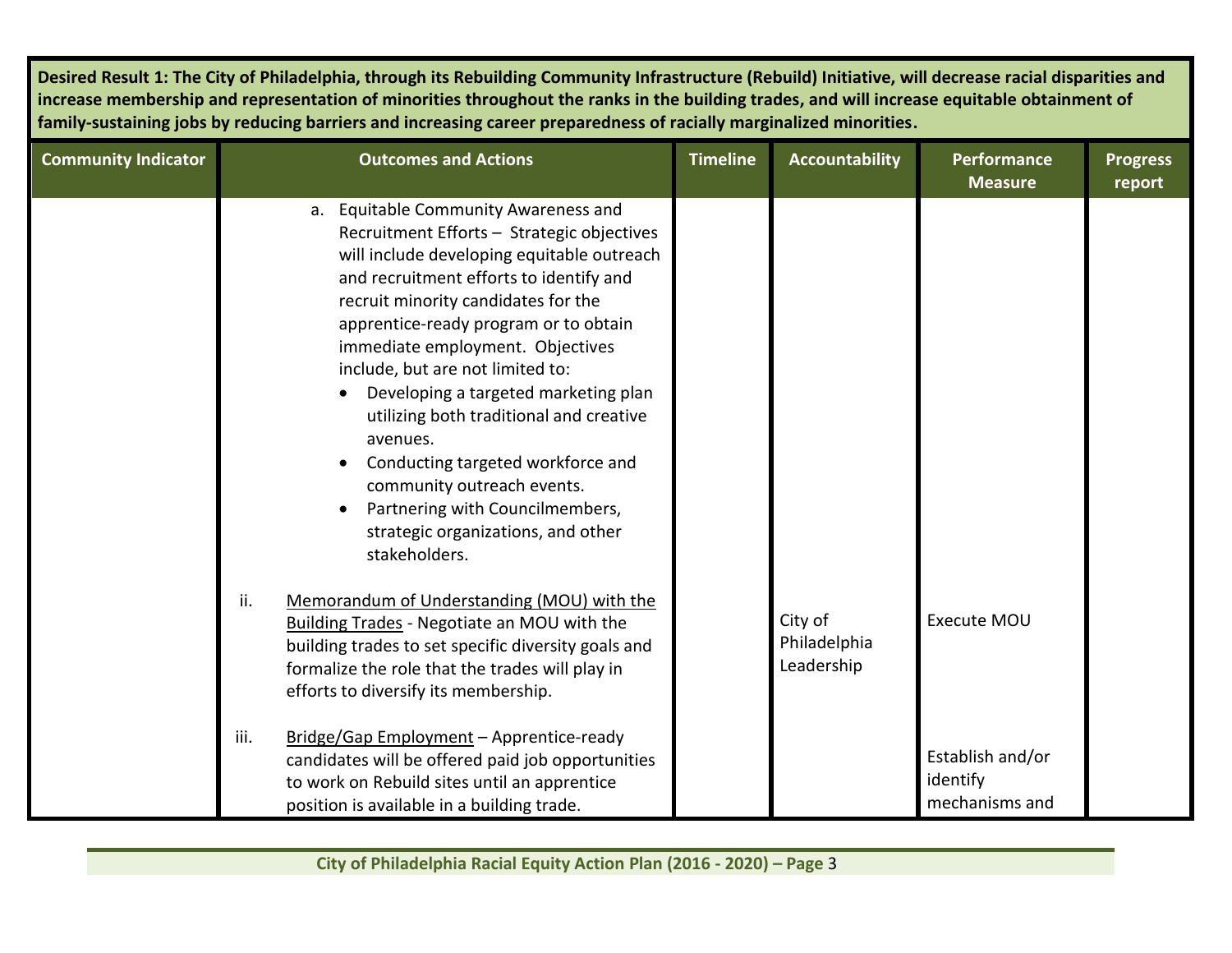| Desired Result 1: The City of Philadelphia, through its Rebuilding Community Infrastructure (Rebuild) Initiative, will decrease racial disparities and increase membership and representation of minorities throughout the ranks in the building trades, and will increase equitable obtainment of family-sustaining jobs by reducing barriers and increasing career preparedness of racially marginalized minorities. | | | | | |
|---|---|---|---|---|---|
| **Community Indicator** | **Outcomes and Actions** | **Timeline** | **Accountability** | **Performance Measure** | **Progress report** |
| | a. Equitable Community Awareness and Recruitment Efforts – Strategic objectives will include developing equitable outreach and recruitment efforts to identify and recruit minority candidates for the apprentice-ready program or to obtain immediate employment. Objectives include, but are not limited to:<br>• Developing a targeted marketing plan utilizing both traditional and creative avenues.<br>• Conducting targeted workforce and community outreach events.<br>• Partnering with Councilmembers, strategic organizations, and other stakeholders. | | | | |
| | ii. Memorandum of Understanding (MOU) with the Building Trades - Negotiate an MOU with the building trades to set specific diversity goals and formalize the role that the trades will play in efforts to diversify its membership. | | City of Philadelphia Leadership | Execute MOU | |
| | iii. Bridge/Gap Employment – Apprentice-ready candidates will be offered paid job opportunities to work on Rebuild sites until an apprentice position is available in a building trade. | | | Establish and/or identify mechanisms and | |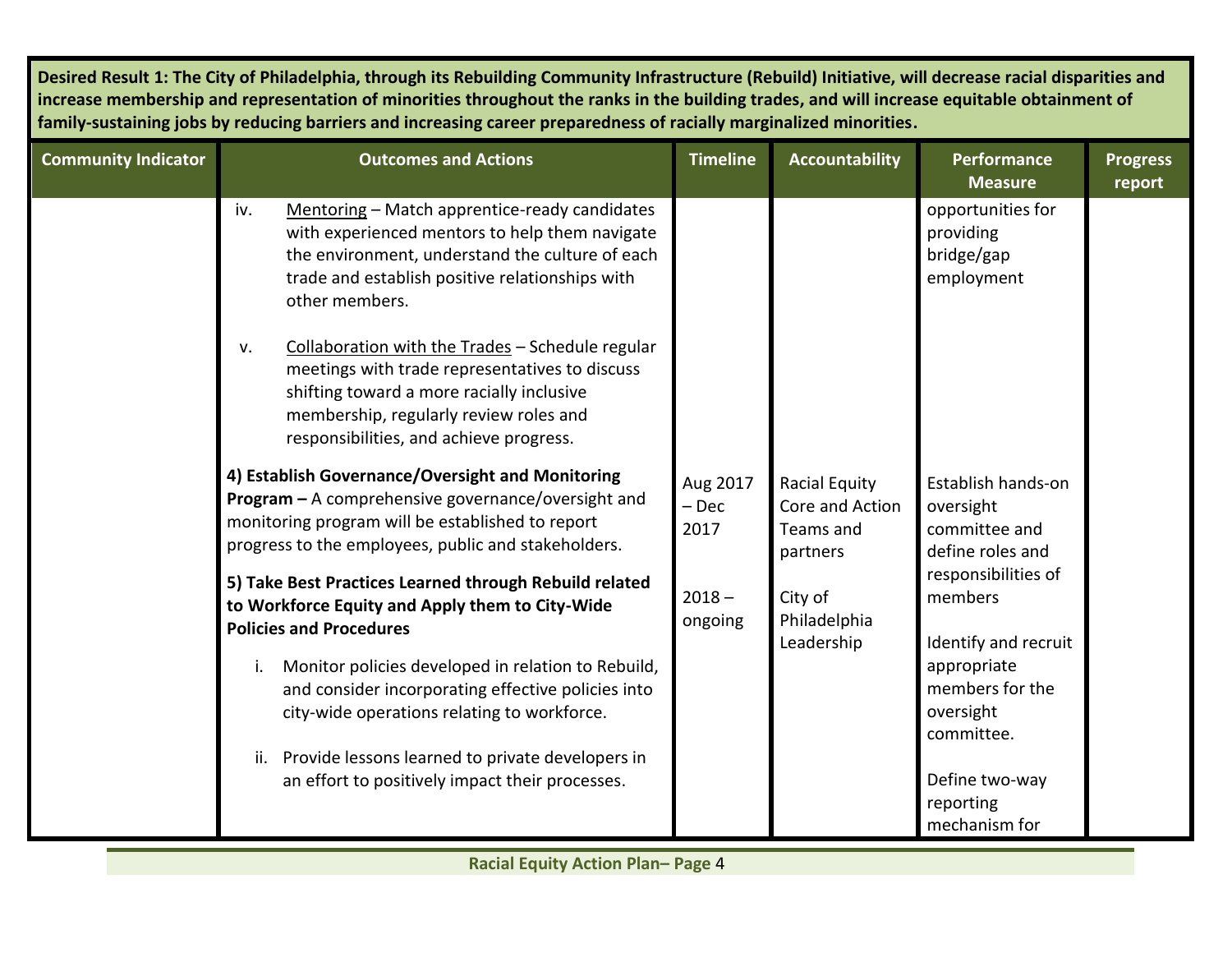**Desired Result 1: The City of Philadelphia, through its Rebuilding Community Infrastructure (Rebuild) Initiative, will decrease racial disparities and increase membership and representation of minorities throughout the ranks in the building trades, and will increase equitable obtainment of family-sustaining jobs by reducing barriers and increasing career preparedness of racially marginalized minorities.**

| Community Indicator | Outcomes and Actions | Timeline | Accountability | Performance Measure | Progress report |
|---|---|---|---|---|---|
| | iv. Mentoring – Match apprentice-ready candidates with experienced mentors to help them navigate the environment, understand the culture of each trade and establish positive relationships with other members.<br><br>v. Collaboration with the Trades – Schedule regular meetings with trade representatives to discuss shifting toward a more racially inclusive membership, regularly review roles and responsibilities, and achieve progress. | | | opportunities for providing bridge/gap employment | |
| | **4) Establish Governance/Oversight and Monitoring Program –** A comprehensive governance/oversight and monitoring program will be established to report progress to the employees, public and stakeholders.<br><br>**5) Take Best Practices Learned through Rebuild related to Workforce Equity and Apply them to City-Wide Policies and Procedures**<br><br>i. Monitor policies developed in relation to Rebuild, and consider incorporating effective policies into city-wide operations relating to workforce.<br><br>ii. Provide lessons learned to private developers in an effort to positively impact their processes. | Aug 2017 – Dec 2017<br><br>2018 – ongoing | Racial Equity Core and Action Teams and partners<br><br>City of Philadelphia Leadership | Establish hands-on oversight committee and define roles and responsibilities of members<br><br>Identify and recruit appropriate members for the oversight committee.<br><br>Define two-way reporting mechanism for | |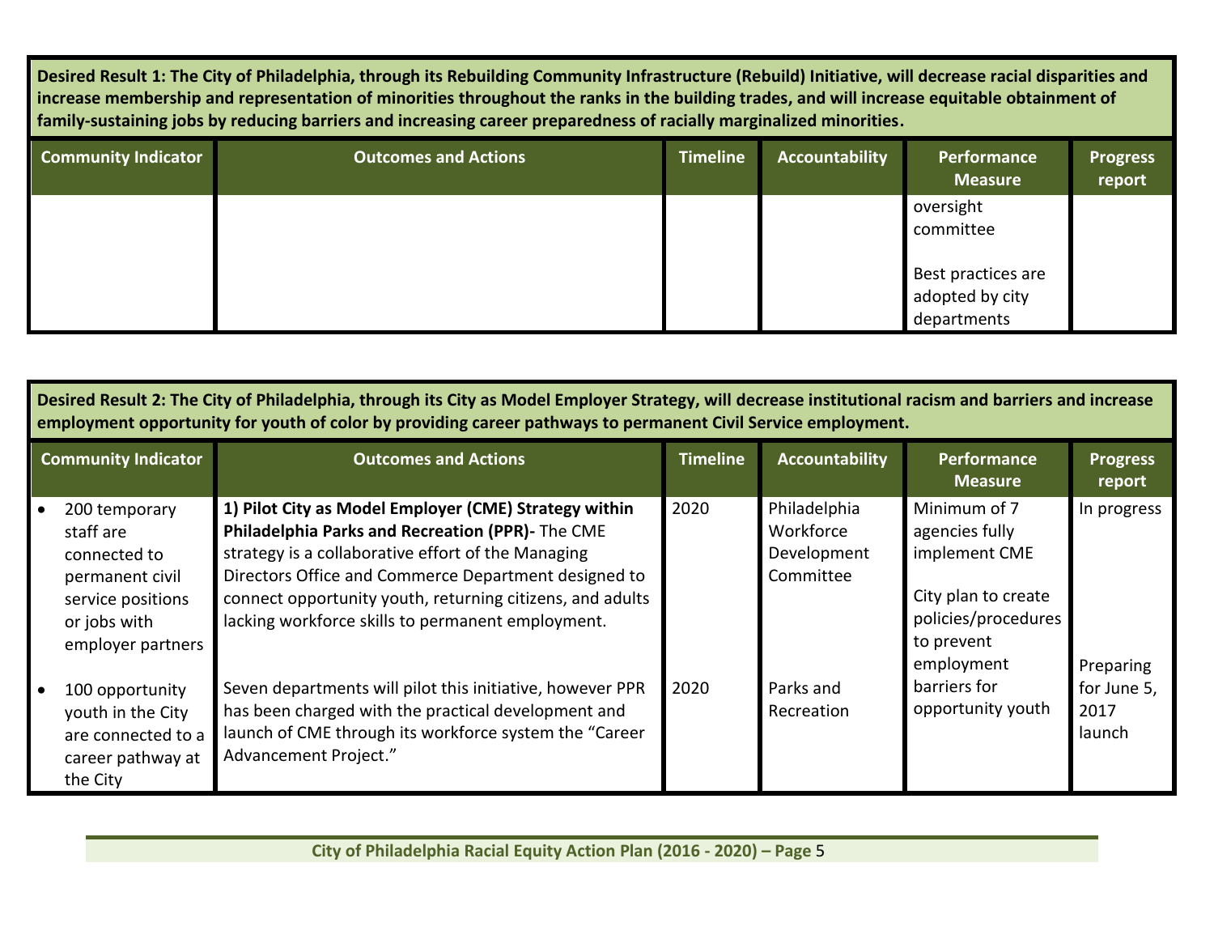**Desired Result 1: The City of Philadelphia, through its Rebuilding Community Infrastructure (Rebuild) Initiative, will decrease racial disparities and increase membership and representation of minorities throughout the ranks in the building trades, and will increase equitable obtainment of family-sustaining jobs by reducing barriers and increasing career preparedness of racially marginalized minorities.**

| Community Indicator | Outcomes and Actions | Timeline | Accountability | Performance Measure | Progress report |
|---|---|---|---|---|---|
| | | | | oversight committee<br><br>Best practices are adopted by city departments | |

**Desired Result 2: The City of Philadelphia, through its City as Model Employer Strategy, will decrease institutional racism and barriers and increase employment opportunity for youth of color by providing career pathways to permanent Civil Service employment.**

| Community Indicator | Outcomes and Actions | Timeline | Accountability | Performance Measure | Progress report |
|---|---|---|---|---|---|
| • 200 temporary staff are connected to permanent civil service positions or jobs with employer partners | **1) Pilot City as Model Employer (CME) Strategy within Philadelphia Parks and Recreation (PPR)-** The CME strategy is a collaborative effort of the Managing Directors Office and Commerce Department designed to connect opportunity youth, returning citizens, and adults lacking workforce skills to permanent employment. | 2020 | Philadelphia Workforce Development Committee | Minimum of 7 agencies fully implement CME<br><br>City plan to create policies/procedures to prevent employment barriers for opportunity youth | In progress |
| • 100 opportunity youth in the City are connected to a career pathway at the City | Seven departments will pilot this initiative, however PPR has been charged with the practical development and launch of CME through its workforce system the "Career Advancement Project." | 2020 | Parks and Recreation | | Preparing for June 5, 2017 launch |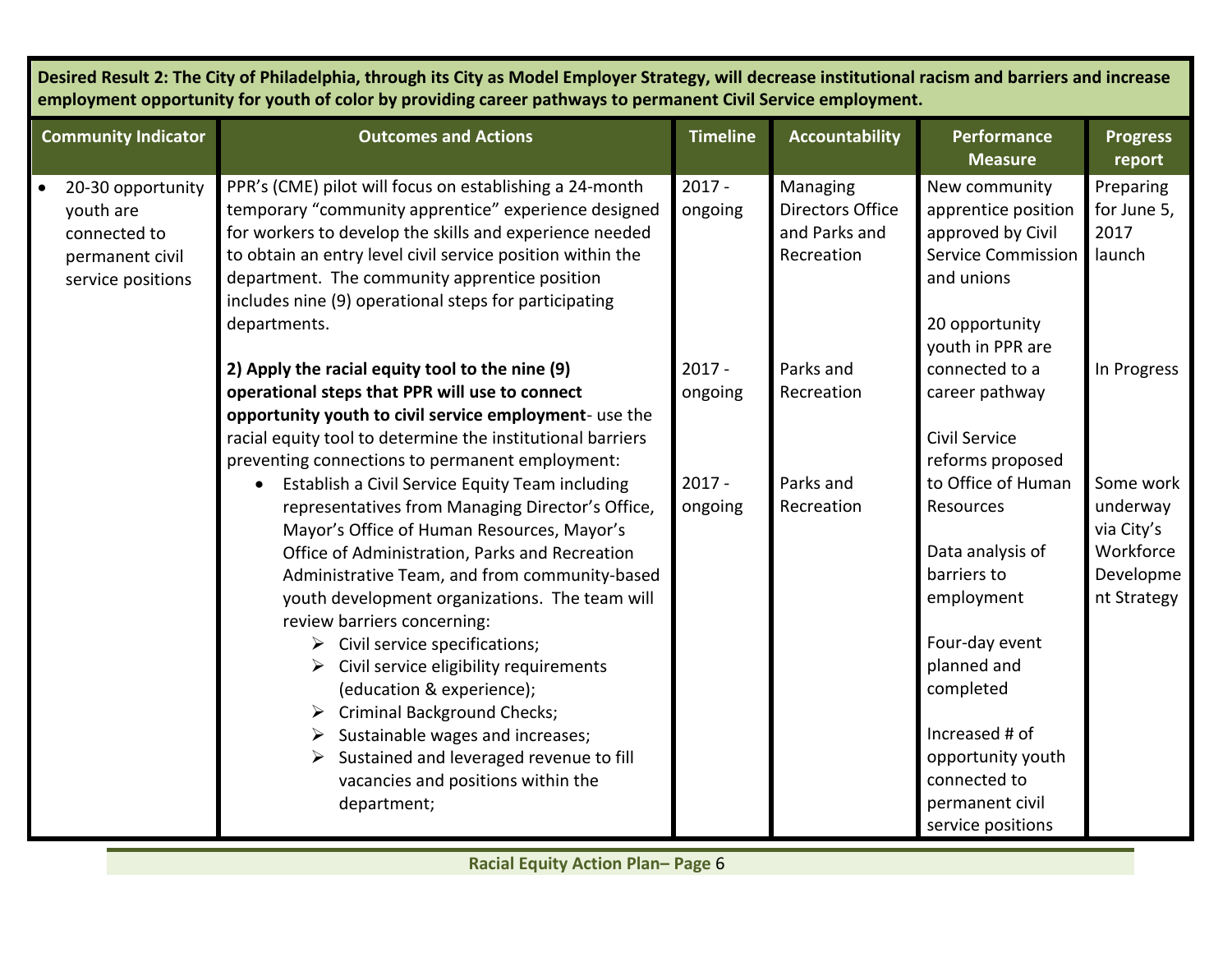| Desired Result 2: The City of Philadelphia, through its City as Model Employer Strategy, will decrease institutional racism and barriers and increase employment opportunity for youth of color by providing career pathways to permanent Civil Service employment. | | | | | |
|---|---|---|---|---|---|
| **Community Indicator** | **Outcomes and Actions** | **Timeline** | **Accountability** | **Performance Measure** | **Progress report** |
| • 20-30 opportunity youth are connected to permanent civil service positions | PPR's (CME) pilot will focus on establishing a 24-month temporary "community apprentice" experience designed for workers to develop the skills and experience needed to obtain an entry level civil service position within the department. The community apprentice position includes nine (9) operational steps for participating departments. | 2017 - ongoing | Managing Directors Office and Parks and Recreation | New community apprentice position approved by Civil Service Commission and unions<br><br>20 opportunity youth in PPR are connected to a career pathway<br><br>Civil Service reforms proposed to Office of Human Resources<br><br>Data analysis of barriers to employment<br><br>Four-day event planned and completed<br><br>Increased # of opportunity youth connected to permanent civil service positions | Preparing for June 5, 2017 launch |
| | **2) Apply the racial equity tool to the nine (9) operational steps that PPR will use to connect opportunity youth to civil service employment**- use the racial equity tool to determine the institutional barriers preventing connections to permanent employment: | 2017 - ongoing | Parks and Recreation | | In Progress |
| | • Establish a Civil Service Equity Team including representatives from Managing Director's Office, Mayor's Office of Human Resources, Mayor's Office of Administration, Parks and Recreation Administrative Team, and from community-based youth development organizations. The team will review barriers concerning:<br>➢ Civil service specifications;<br>➢ Civil service eligibility requirements (education & experience);<br>➢ Criminal Background Checks;<br>➢ Sustainable wages and increases;<br>➢ Sustained and leveraged revenue to fill vacancies and positions within the department; | 2017 - ongoing | Parks and Recreation | | Some work underway via City's Workforce Development Strategy |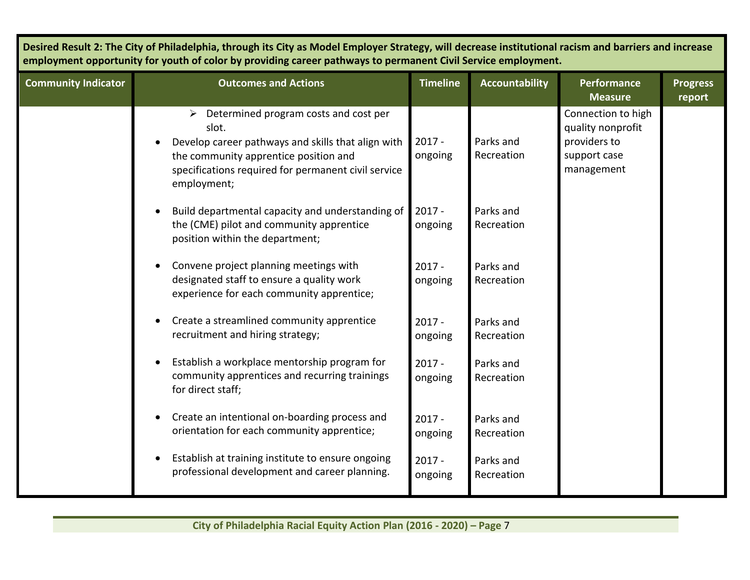**Desired Result 2: The City of Philadelphia, through its City as Model Employer Strategy, will decrease institutional racism and barriers and increase employment opportunity for youth of color by providing career pathways to permanent Civil Service employment.**

| Community Indicator | Outcomes and Actions | Timeline | Accountability | Performance Measure | Progress report |
|---|---|---|---|---|---|
| | ➢ Determined program costs and cost per slot. | | | Connection to high quality nonprofit providers to support case management | |
| | • Develop career pathways and skills that align with the community apprentice position and specifications required for permanent civil service employment; | 2017 - ongoing | Parks and Recreation | | |
| | • Build departmental capacity and understanding of the (CME) pilot and community apprentice position within the department; | 2017 - ongoing | Parks and Recreation | | |
| | • Convene project planning meetings with designated staff to ensure a quality work experience for each community apprentice; | 2017 - ongoing | Parks and Recreation | | |
| | • Create a streamlined community apprentice recruitment and hiring strategy; | 2017 - ongoing | Parks and Recreation | | |
| | • Establish a workplace mentorship program for community apprentices and recurring trainings for direct staff; | 2017 - ongoing | Parks and Recreation | | |
| | • Create an intentional on-boarding process and orientation for each community apprentice; | 2017 - ongoing | Parks and Recreation | | |
| | • Establish at training institute to ensure ongoing professional development and career planning. | 2017 - ongoing | Parks and Recreation | | |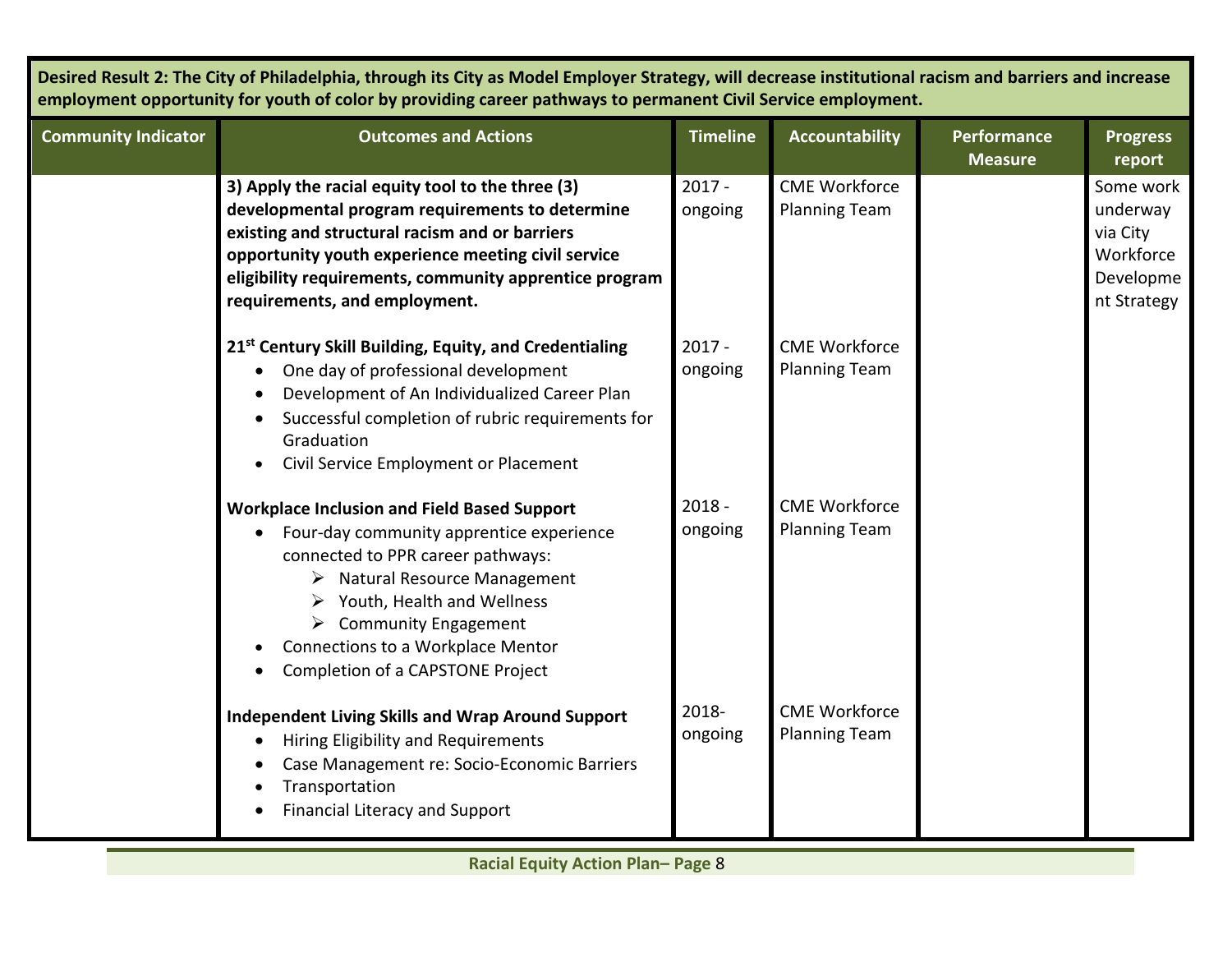| Desired Result 2: The City of Philadelphia, through its City as Model Employer Strategy, will decrease institutional racism and barriers and increase employment opportunity for youth of color by providing career pathways to permanent Civil Service employment. | | | | | |
|---|---|---|---|---|---|
| **Community Indicator** | **Outcomes and Actions** | **Timeline** | **Accountability** | **Performance Measure** | **Progress report** |
| | **3) Apply the racial equity tool to the three (3) developmental program requirements to determine existing and structural racism and or barriers opportunity youth experience meeting civil service eligibility requirements, community apprentice program requirements, and employment.** | 2017 - ongoing | CME Workforce Planning Team | | Some work underway via City Workforce Development Strategy |
| | **21st Century Skill Building, Equity, and Credentialing**<br>• One day of professional development<br>• Development of An Individualized Career Plan<br>• Successful completion of rubric requirements for Graduation<br>• Civil Service Employment or Placement | 2017 - ongoing | CME Workforce Planning Team | | |
| | **Workplace Inclusion and Field Based Support**<br>• Four-day community apprentice experience connected to PPR career pathways:<br>➢ Natural Resource Management<br>➢ Youth, Health and Wellness<br>➢ Community Engagement<br>• Connections to a Workplace Mentor<br>• Completion of a CAPSTONE Project | 2018 - ongoing | CME Workforce Planning Team | | |
| | **Independent Living Skills and Wrap Around Support**<br>• Hiring Eligibility and Requirements<br>• Case Management re: Socio-Economic Barriers<br>• Transportation<br>• Financial Literacy and Support | 2018- ongoing | CME Workforce Planning Team | | |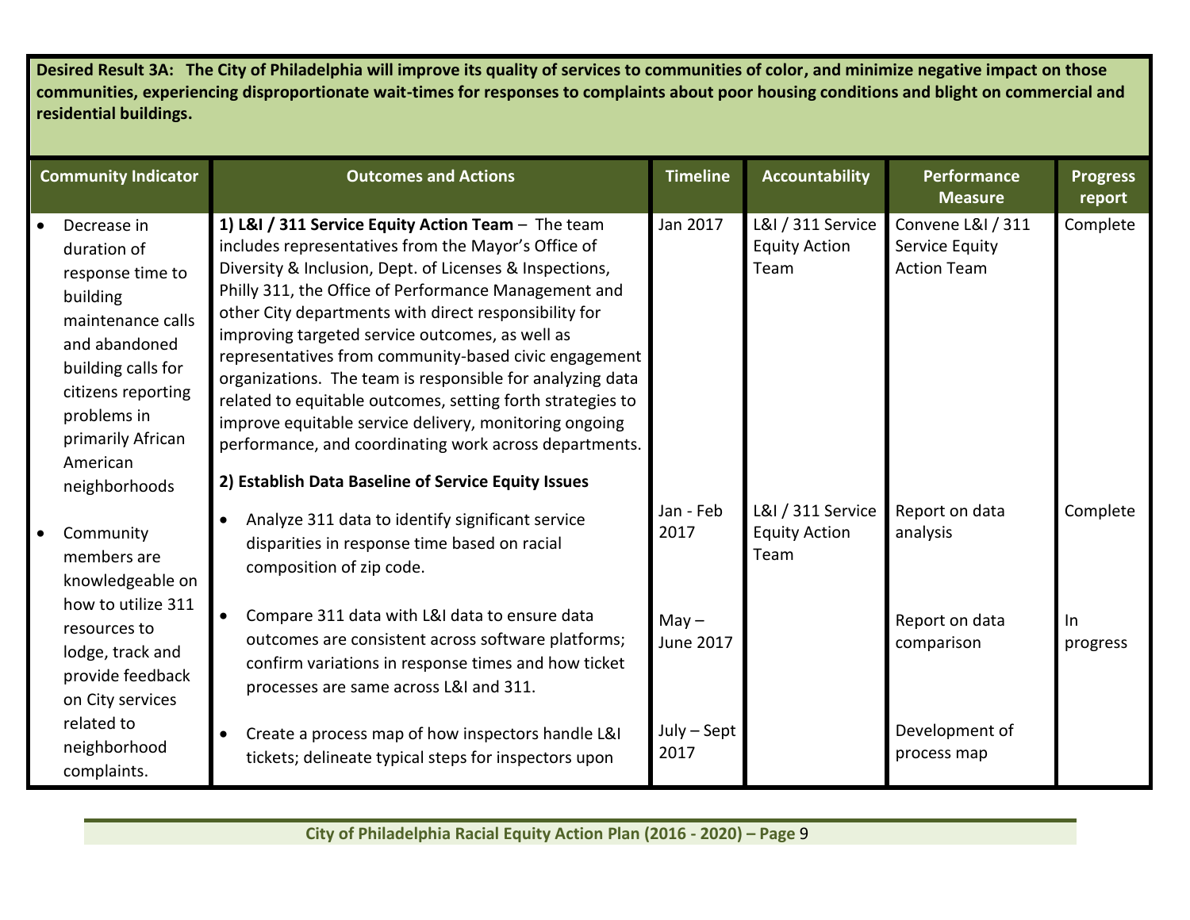**Desired Result 3A: The City of Philadelphia will improve its quality of services to communities of color, and minimize negative impact on those communities, experiencing disproportionate wait-times for responses to complaints about poor housing conditions and blight on commercial and residential buildings.**

| Community Indicator | Outcomes and Actions | Timeline | Accountability | Performance Measure | Progress report |
|---|---|---|---|---|---|
| • Decrease in duration of response time to building maintenance calls and abandoned building calls for citizens reporting problems in primarily African American neighborhoods<br><br>• Community members are knowledgeable on how to utilize 311 resources to lodge, track and provide feedback on City services related to neighborhood complaints. | **1) L&I / 311 Service Equity Action Team** – The team includes representatives from the Mayor's Office of Diversity & Inclusion, Dept. of Licenses & Inspections, Philly 311, the Office of Performance Management and other City departments with direct responsibility for improving targeted service outcomes, as well as representatives from community-based civic engagement organizations. The team is responsible for analyzing data related to equitable outcomes, setting forth strategies to improve equitable service delivery, monitoring ongoing performance, and coordinating work across departments. | Jan 2017 | L&I / 311 Service Equity Action Team | Convene L&I / 311 Service Equity Action Team | Complete |
| | **2) Establish Data Baseline of Service Equity Issues** | | | | |
| | • Analyze 311 data to identify significant service disparities in response time based on racial composition of zip code. | Jan - Feb 2017 | L&I / 311 Service Equity Action Team | Report on data analysis | Complete |
| | • Compare 311 data with L&I data to ensure data outcomes are consistent across software platforms; confirm variations in response times and how ticket processes are same across L&I and 311. | May – June 2017 | | Report on data comparison | In progress |
| | • Create a process map of how inspectors handle L&I tickets; delineate typical steps for inspectors upon | July – Sept 2017 | | Development of process map | |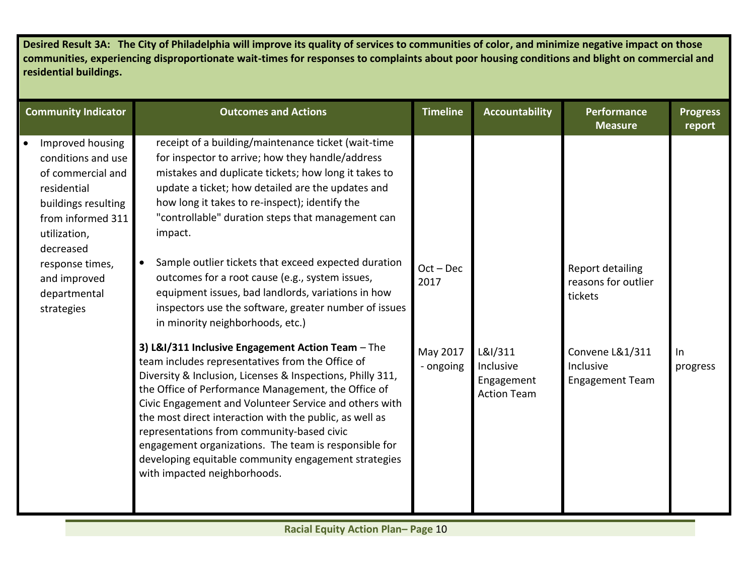**Desired Result 3A: The City of Philadelphia will improve its quality of services to communities of color, and minimize negative impact on those communities, experiencing disproportionate wait-times for responses to complaints about poor housing conditions and blight on commercial and residential buildings.**

| Community Indicator | Outcomes and Actions | Timeline | Accountability | Performance Measure | Progress report |
|---|---|---|---|---|---|
| • Improved housing conditions and use of commercial and residential buildings resulting from informed 311 utilization, decreased response times, and improved departmental strategies | receipt of a building/maintenance ticket (wait-time for inspector to arrive; how they handle/address mistakes and duplicate tickets; how long it takes to update a ticket; how detailed are the updates and how long it takes to re-inspect); identify the "controllable" duration steps that management can impact. | | | | |
| | • Sample outlier tickets that exceed expected duration outcomes for a root cause (e.g., system issues, equipment issues, bad landlords, variations in how inspectors use the software, greater number of issues in minority neighborhoods, etc.) | Oct – Dec 2017 | | Report detailing reasons for outlier tickets | |
| | **3) L&I/311 Inclusive Engagement Action Team** – The team includes representatives from the Office of Diversity & Inclusion, Licenses & Inspections, Philly 311, the Office of Performance Management, the Office of Civic Engagement and Volunteer Service and others with the most direct interaction with the public, as well as representations from community-based civic engagement organizations. The team is responsible for developing equitable community engagement strategies with impacted neighborhoods. | May 2017 - ongoing | L&I/311 Inclusive Engagement Action Team | Convene L&1/311 Inclusive Engagement Team | In progress |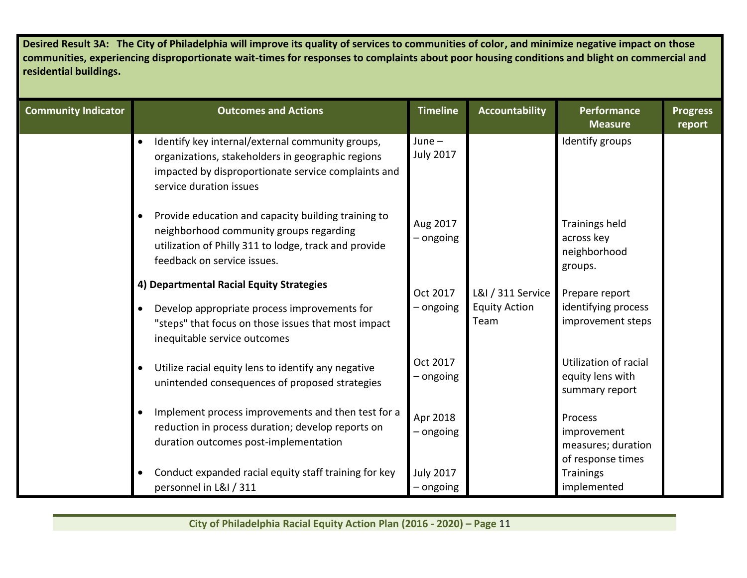**Desired Result 3A: The City of Philadelphia will improve its quality of services to communities of color, and minimize negative impact on those communities, experiencing disproportionate wait-times for responses to complaints about poor housing conditions and blight on commercial and residential buildings.**

| Community Indicator | Outcomes and Actions | Timeline | Accountability | Performance Measure | Progress report |
|---|---|---|---|---|---|
| | • Identify key internal/external community groups, organizations, stakeholders in geographic regions impacted by disproportionate service complaints and service duration issues | June – July 2017 | | Identify groups | |
| | • Provide education and capacity building training to neighborhood community groups regarding utilization of Philly 311 to lodge, track and provide feedback on service issues. | Aug 2017 – ongoing | | Trainings held across key neighborhood groups. | |
| | **4) Departmental Racial Equity Strategies**<br>• Develop appropriate process improvements for "steps" that focus on those issues that most impact inequitable service outcomes | Oct 2017 – ongoing | L&I / 311 Service Equity Action Team | Prepare report identifying process improvement steps | |
| | • Utilize racial equity lens to identify any negative unintended consequences of proposed strategies | Oct 2017 – ongoing | | Utilization of racial equity lens with summary report | |
| | • Implement process improvements and then test for a reduction in process duration; develop reports on duration outcomes post-implementation | Apr 2018 – ongoing | | Process improvement measures; duration of response times | |
| | • Conduct expanded racial equity staff training for key personnel in L&I / 311 | July 2017 – ongoing | | Trainings implemented | |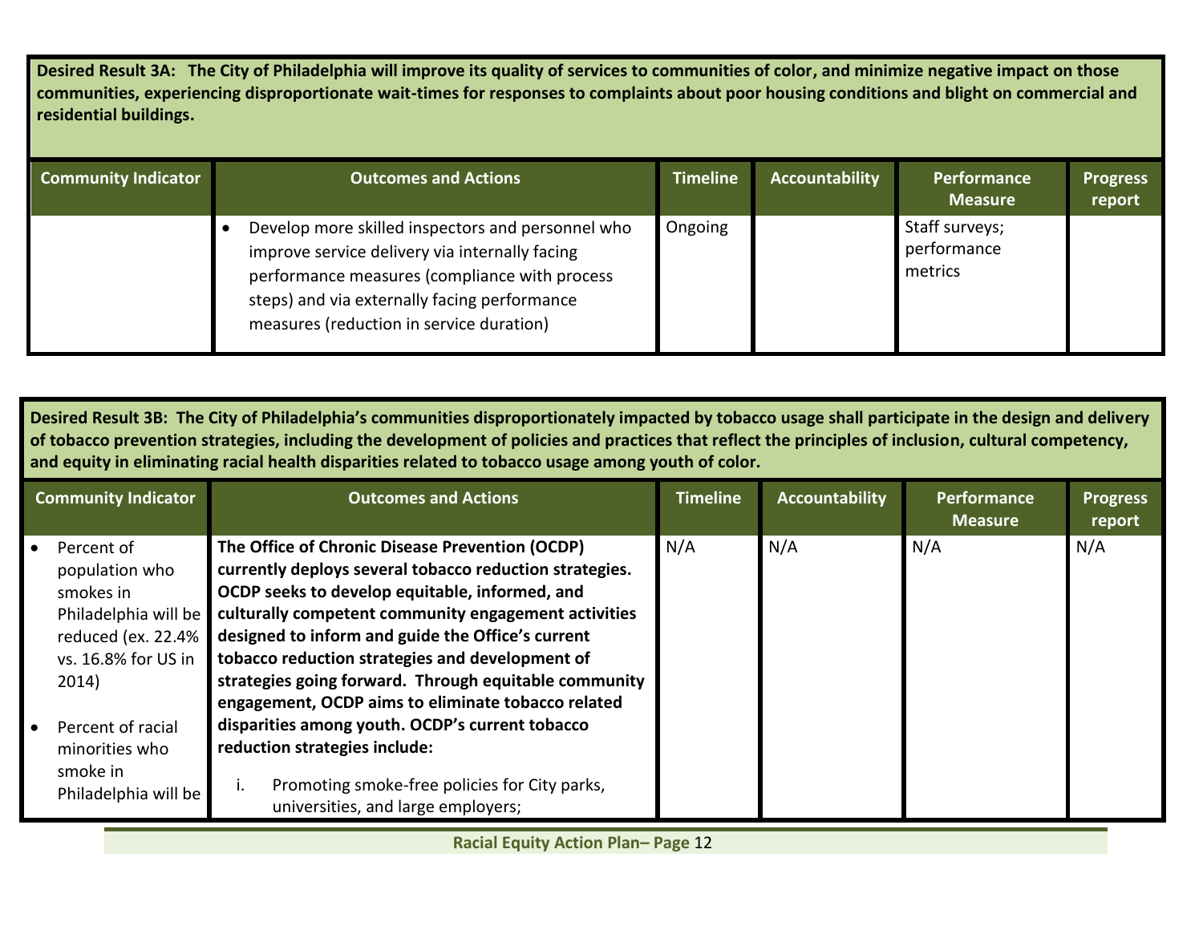**Desired Result 3A: The City of Philadelphia will improve its quality of services to communities of color, and minimize negative impact on those communities, experiencing disproportionate wait-times for responses to complaints about poor housing conditions and blight on commercial and residential buildings.**

| Community Indicator | Outcomes and Actions | Timeline | Accountability | Performance Measure | Progress report |
|---|---|---|---|---|---|
| | • Develop more skilled inspectors and personnel who improve service delivery via internally facing performance measures (compliance with process steps) and via externally facing performance measures (reduction in service duration) | Ongoing | | Staff surveys; performance metrics | |

**Desired Result 3B: The City of Philadelphia's communities disproportionately impacted by tobacco usage shall participate in the design and delivery of tobacco prevention strategies, including the development of policies and practices that reflect the principles of inclusion, cultural competency, and equity in eliminating racial health disparities related to tobacco usage among youth of color.**

| Community Indicator | Outcomes and Actions | Timeline | Accountability | Performance Measure | Progress report |
|---|---|---|---|---|---|
| • Percent of population who smokes in Philadelphia will be reduced (ex. 22.4% vs. 16.8% for US in 2014)<br><br>• Percent of racial minorities who smoke in Philadelphia will be | **The Office of Chronic Disease Prevention (OCDP) currently deploys several tobacco reduction strategies. OCDP seeks to develop equitable, informed, and culturally competent community engagement activities designed to inform and guide the Office's current tobacco reduction strategies and development of strategies going forward. Through equitable community engagement, OCDP aims to eliminate tobacco related disparities among youth. OCDP's current tobacco reduction strategies include:**<br><br>i. Promoting smoke-free policies for City parks, universities, and large employers; | N/A | N/A | N/A | N/A |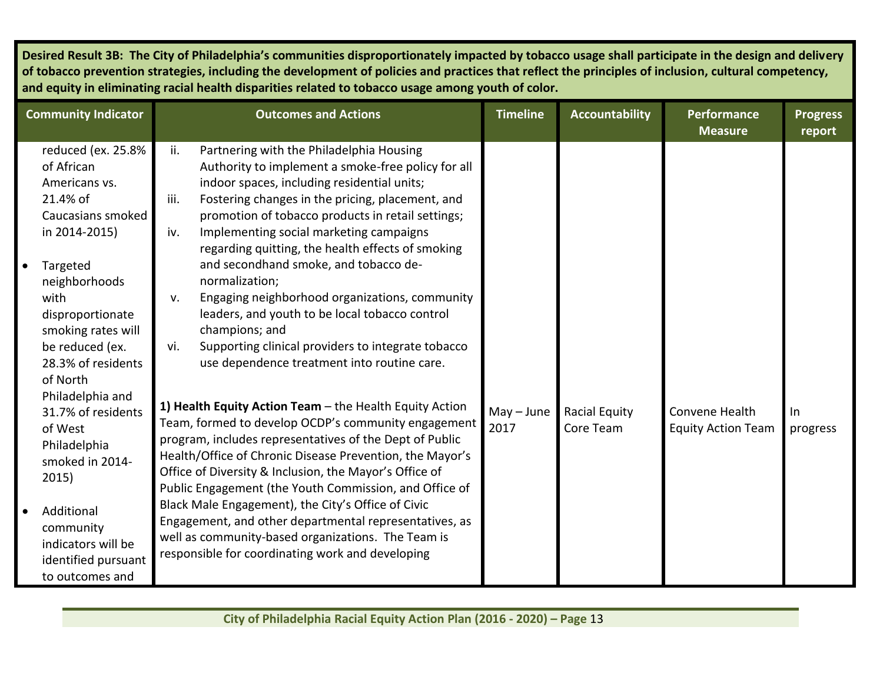| Desired Result 3B: The City of Philadelphia's communities disproportionately impacted by tobacco usage shall participate in the design and delivery of tobacco prevention strategies, including the development of policies and practices that reflect the principles of inclusion, cultural competency, and equity in eliminating racial health disparities related to tobacco usage among youth of color. | | | | | |
|---|---|---|---|---|---|
| **Community Indicator** | **Outcomes and Actions** | **Timeline** | **Accountability** | **Performance Measure** | **Progress report** |
| reduced (ex. 25.8% of African Americans vs. 21.4% of Caucasians smoked in 2014-2015)<br><br>• Targeted neighborhoods with disproportionate smoking rates will be reduced (ex. 28.3% of residents of North Philadelphia and 31.7% of residents of West Philadelphia smoked in 2014-2015)<br><br>• Additional community indicators will be identified pursuant to outcomes and | ii. Partnering with the Philadelphia Housing Authority to implement a smoke-free policy for all indoor spaces, including residential units;<br>iii. Fostering changes in the pricing, placement, and promotion of tobacco products in retail settings;<br>iv. Implementing social marketing campaigns regarding quitting, the health effects of smoking and secondhand smoke, and tobacco de-normalization;<br>v. Engaging neighborhood organizations, community leaders, and youth to be local tobacco control champions; and<br>vi. Supporting clinical providers to integrate tobacco use dependence treatment into routine care. | | | | |
| | **1) Health Equity Action Team** – the Health Equity Action Team, formed to develop OCDP's community engagement program, includes representatives of the Dept of Public Health/Office of Chronic Disease Prevention, the Mayor's Office of Diversity & Inclusion, the Mayor's Office of Public Engagement (the Youth Commission, and Office of Black Male Engagement), the City's Office of Civic Engagement, and other departmental representatives, as well as community-based organizations. The Team is responsible for coordinating work and developing | May – June 2017 | Racial Equity Core Team | Convene Health Equity Action Team | In progress |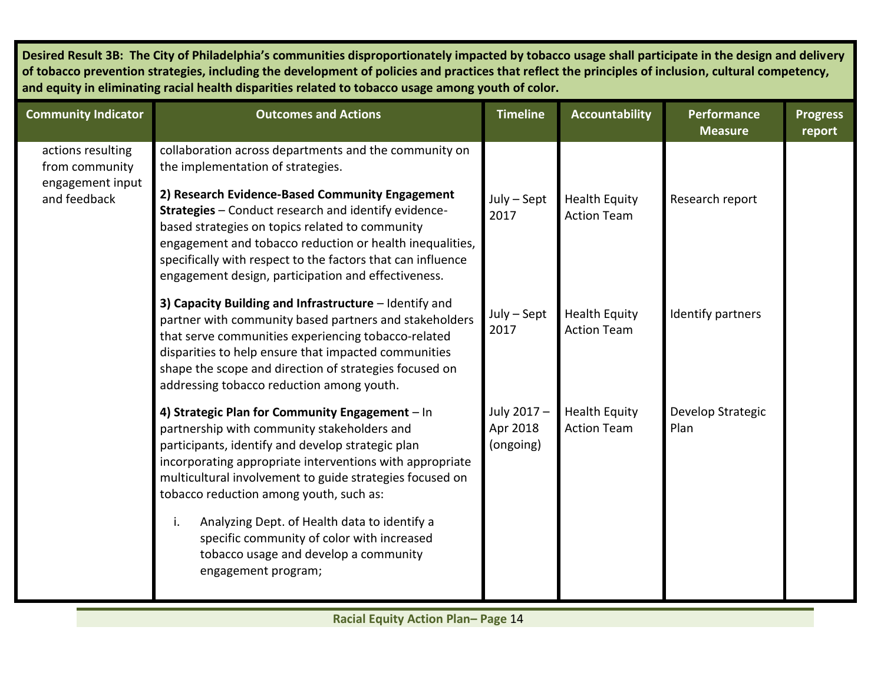**Desired Result 3B: The City of Philadelphia's communities disproportionately impacted by tobacco usage shall participate in the design and delivery of tobacco prevention strategies, including the development of policies and practices that reflect the principles of inclusion, cultural competency, and equity in eliminating racial health disparities related to tobacco usage among youth of color.**

| Community Indicator | Outcomes and Actions | Timeline | Accountability | Performance Measure | Progress report |
|---|---|---|---|---|---|
| actions resulting from community engagement input and feedback | collaboration across departments and the community on the implementation of strategies. | | | | |
| | **2) Research Evidence-Based Community Engagement Strategies** – Conduct research and identify evidence-based strategies on topics related to community engagement and tobacco reduction or health inequalities, specifically with respect to the factors that can influence engagement design, participation and effectiveness. | July – Sept 2017 | Health Equity Action Team | Research report | |
| | **3) Capacity Building and Infrastructure** – Identify and partner with community based partners and stakeholders that serve communities experiencing tobacco-related disparities to help ensure that impacted communities shape the scope and direction of strategies focused on addressing tobacco reduction among youth. | July – Sept 2017 | Health Equity Action Team | Identify partners | |
| | **4) Strategic Plan for Community Engagement** – In partnership with community stakeholders and participants, identify and develop strategic plan incorporating appropriate interventions with appropriate multicultural involvement to guide strategies focused on tobacco reduction among youth, such as:<br><br>i. Analyzing Dept. of Health data to identify a specific community of color with increased tobacco usage and develop a community engagement program; | July 2017 – Apr 2018 (ongoing) | Health Equity Action Team | Develop Strategic Plan | |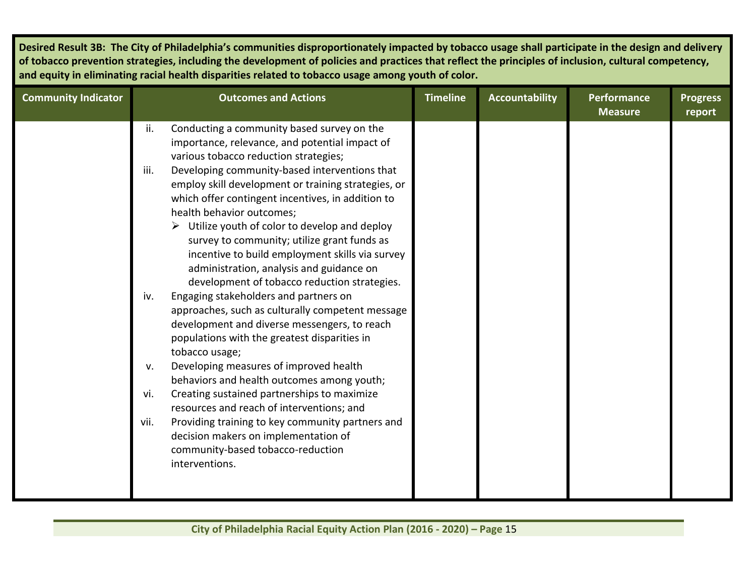**Desired Result 3B: The City of Philadelphia's communities disproportionately impacted by tobacco usage shall participate in the design and delivery of tobacco prevention strategies, including the development of policies and practices that reflect the principles of inclusion, cultural competency, and equity in eliminating racial health disparities related to tobacco usage among youth of color.**

| Community Indicator | Outcomes and Actions | Timeline | Accountability | Performance Measure | Progress report |
|---|---|---|---|---|---|
| | ii. Conducting a community based survey on the importance, relevance, and potential impact of various tobacco reduction strategies;<br>iii. Developing community-based interventions that employ skill development or training strategies, or which offer contingent incentives, in addition to health behavior outcomes;<br>➢ Utilize youth of color to develop and deploy survey to community; utilize grant funds as incentive to build employment skills via survey administration, analysis and guidance on development of tobacco reduction strategies.<br>iv. Engaging stakeholders and partners on approaches, such as culturally competent message development and diverse messengers, to reach populations with the greatest disparities in tobacco usage;<br>v. Developing measures of improved health behaviors and health outcomes among youth;<br>vi. Creating sustained partnerships to maximize resources and reach of interventions; and<br>vii. Providing training to key community partners and decision makers on implementation of community-based tobacco-reduction interventions. | | | | |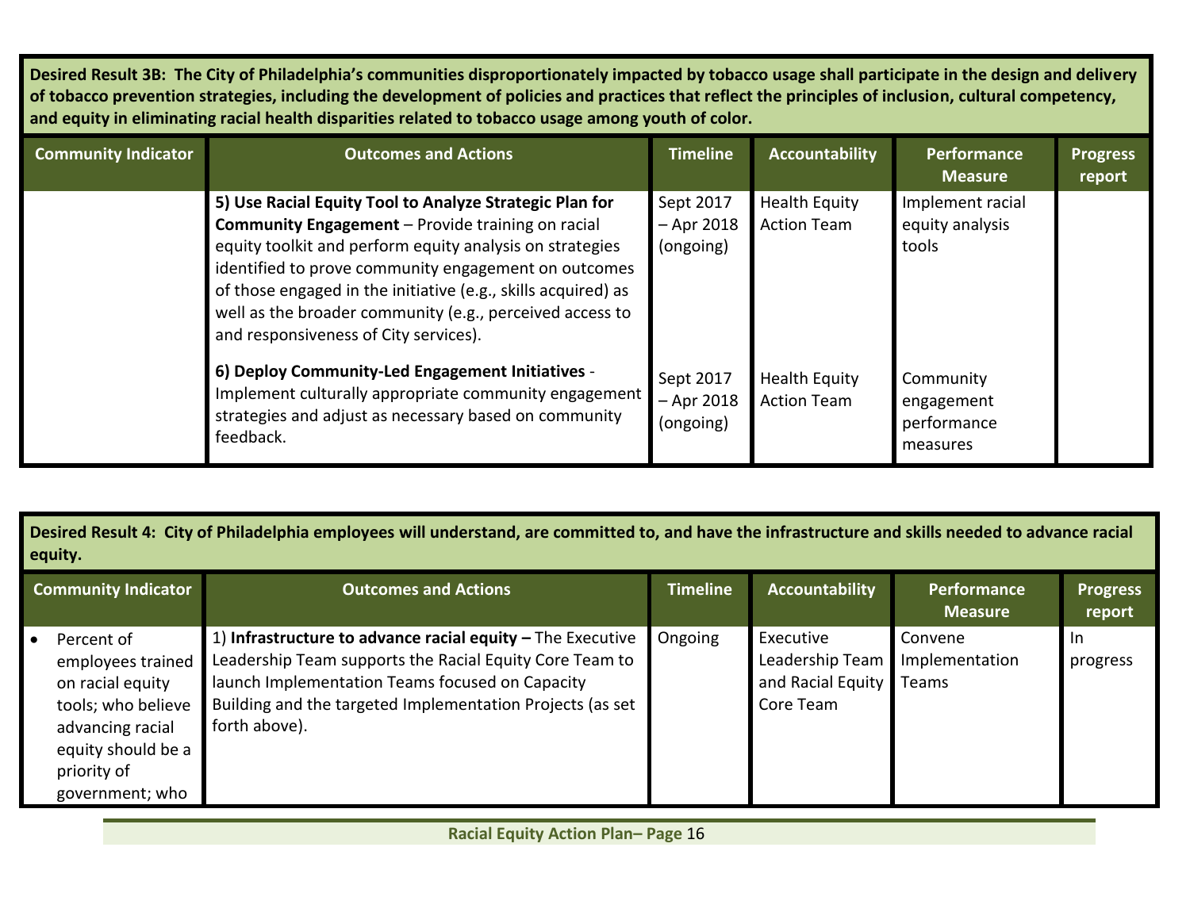**Desired Result 3B: The City of Philadelphia's communities disproportionately impacted by tobacco usage shall participate in the design and delivery of tobacco prevention strategies, including the development of policies and practices that reflect the principles of inclusion, cultural competency, and equity in eliminating racial health disparities related to tobacco usage among youth of color.**

| Community Indicator | Outcomes and Actions | Timeline | Accountability | Performance Measure | Progress report |
|---|---|---|---|---|---|
| | **5) Use Racial Equity Tool to Analyze Strategic Plan for Community Engagement** – Provide training on racial equity toolkit and perform equity analysis on strategies identified to prove community engagement on outcomes of those engaged in the initiative (e.g., skills acquired) as well as the broader community (e.g., perceived access to and responsiveness of City services). | Sept 2017 – Apr 2018 (ongoing) | Health Equity Action Team | Implement racial equity analysis tools | |
| | **6) Deploy Community-Led Engagement Initiatives** - Implement culturally appropriate community engagement strategies and adjust as necessary based on community feedback. | Sept 2017 – Apr 2018 (ongoing) | Health Equity Action Team | Community engagement performance measures | |

**Desired Result 4: City of Philadelphia employees will understand, are committed to, and have the infrastructure and skills needed to advance racial equity.**

| Community Indicator | Outcomes and Actions | Timeline | Accountability | Performance Measure | Progress report |
|---|---|---|---|---|---|
| • Percent of employees trained on racial equity tools; who believe advancing racial equity should be a priority of government; who | 1) **Infrastructure to advance racial equity –** The Executive Leadership Team supports the Racial Equity Core Team to launch Implementation Teams focused on Capacity Building and the targeted Implementation Projects (as set forth above). | Ongoing | Executive Leadership Team and Racial Equity Core Team | Convene Implementation Teams | In progress |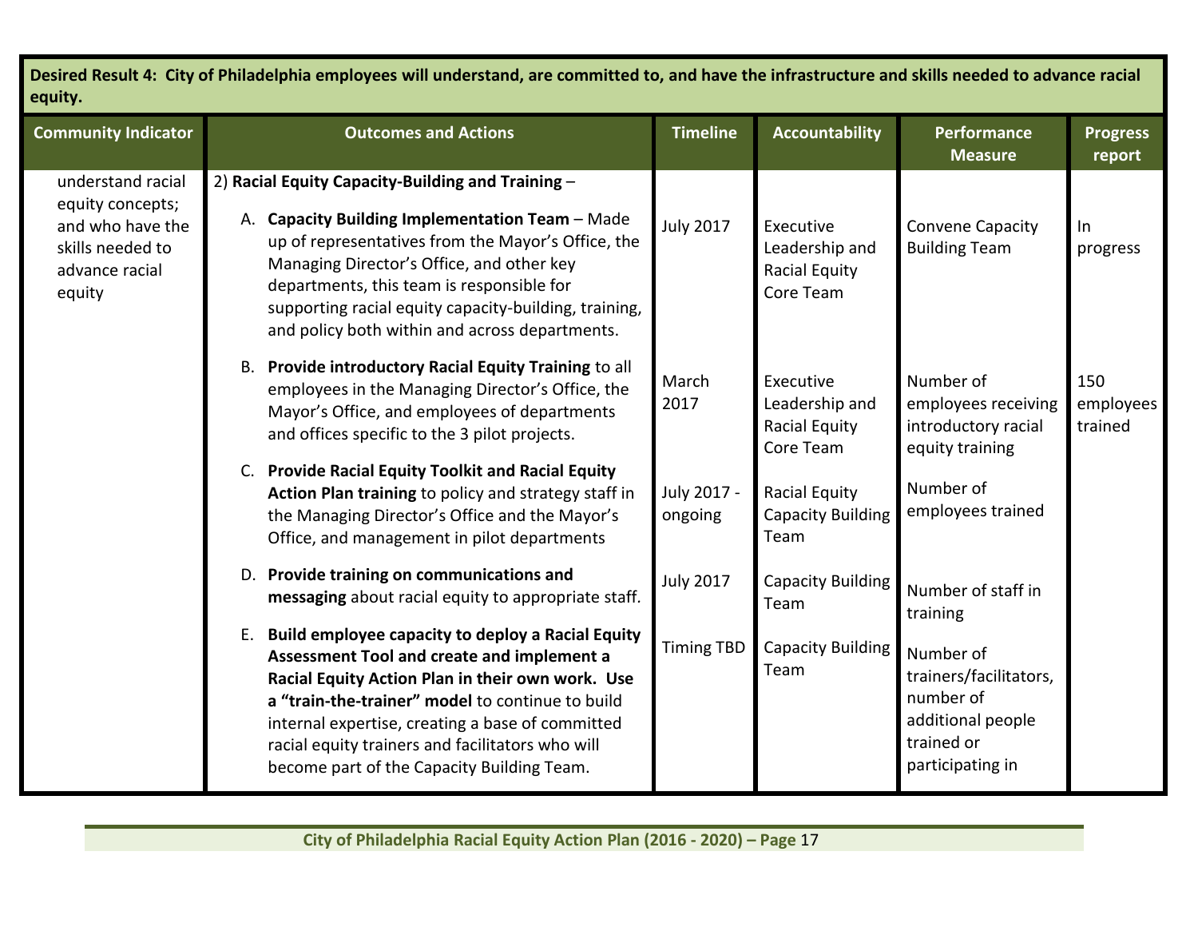| Desired Result 4: City of Philadelphia employees will understand, are committed to, and have the infrastructure and skills needed to advance racial equity. | | | | | |
|---|---|---|---|---|---|
| **Community Indicator** | **Outcomes and Actions** | **Timeline** | **Accountability** | **Performance Measure** | **Progress report** |
| understand racial equity concepts; and who have the skills needed to advance racial equity | 2) **Racial Equity Capacity-Building and Training** – | | | | |
| | A. **Capacity Building Implementation Team** – Made up of representatives from the Mayor's Office, the Managing Director's Office, and other key departments, this team is responsible for supporting racial equity capacity-building, training, and policy both within and across departments. | July 2017 | Executive Leadership and Racial Equity Core Team | Convene Capacity Building Team | In progress |
| | B. **Provide introductory Racial Equity Training** to all employees in the Managing Director's Office, the Mayor's Office, and employees of departments and offices specific to the 3 pilot projects. | March 2017 | Executive Leadership and Racial Equity Core Team | Number of employees receiving introductory racial equity training | 150 employees trained |
| | C. **Provide Racial Equity Toolkit and Racial Equity Action Plan training** to policy and strategy staff in the Managing Director's Office and the Mayor's Office, and management in pilot departments | July 2017 - ongoing | Racial Equity Capacity Building Team | Number of employees trained | |
| | D. **Provide training on communications and messaging** about racial equity to appropriate staff. | July 2017 | Capacity Building Team | Number of staff in training | |
| | E. **Build employee capacity to deploy a Racial Equity Assessment Tool and create and implement a Racial Equity Action Plan in their own work. Use a "train-the-trainer" model** to continue to build internal expertise, creating a base of committed racial equity trainers and facilitators who will become part of the Capacity Building Team. | Timing TBD | Capacity Building Team | Number of trainers/facilitators, number of additional people trained or participating in | |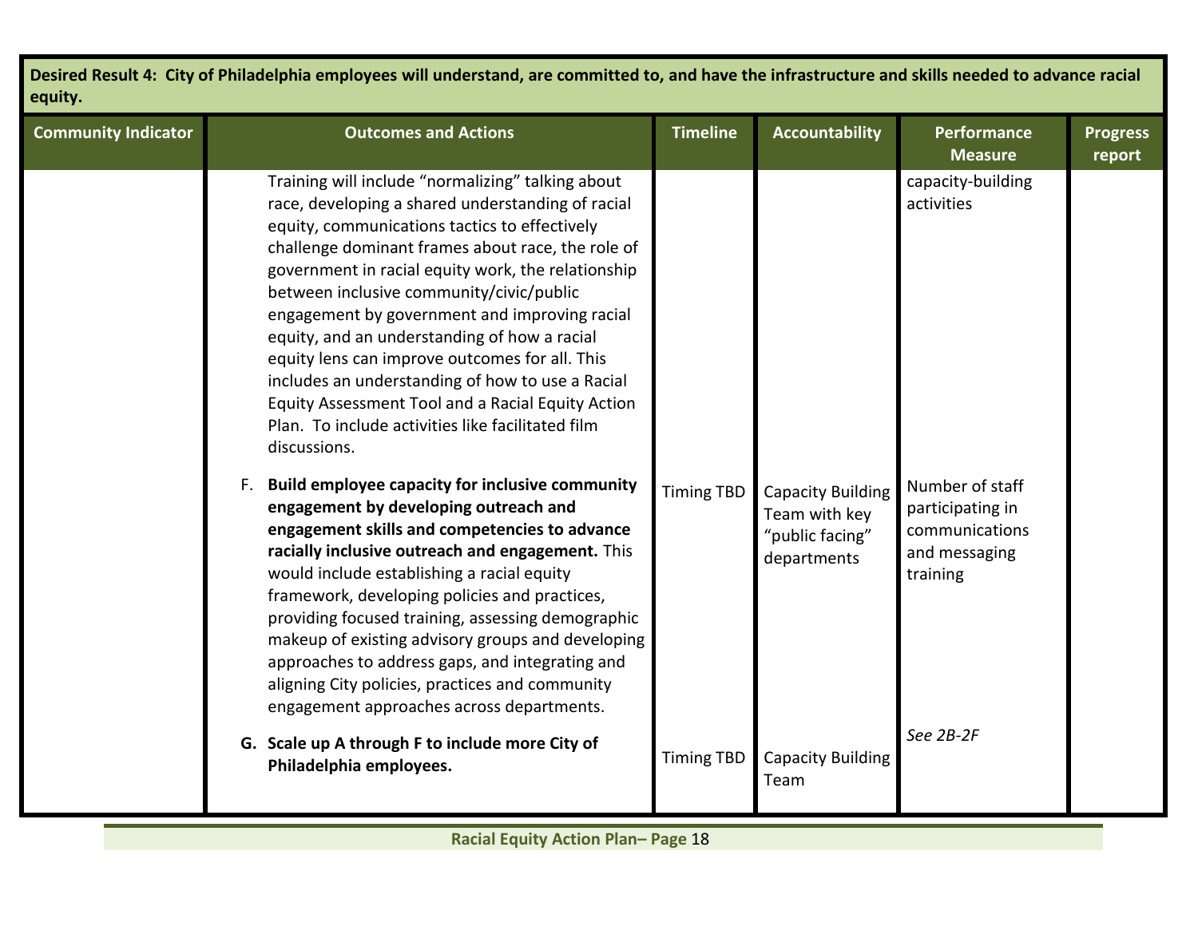| Desired Result 4: City of Philadelphia employees will understand, are committed to, and have the infrastructure and skills needed to advance racial equity. | | | | | |
|---|---|---|---|---|---|
| **Community Indicator** | **Outcomes and Actions** | **Timeline** | **Accountability** | **Performance Measure** | **Progress report** |
| | Training will include “normalizing” talking about race, developing a shared understanding of racial equity, communications tactics to effectively challenge dominant frames about race, the role of government in racial equity work, the relationship between inclusive community/civic/public engagement by government and improving racial equity, and an understanding of how a racial equity lens can improve outcomes for all. This includes an understanding of how to use a Racial Equity Assessment Tool and a Racial Equity Action Plan. To include activities like facilitated film discussions. | | | capacity-building activities | |
| | F. **Build employee capacity for inclusive community engagement by developing outreach and engagement skills and competencies to advance racially inclusive outreach and engagement.** This would include establishing a racial equity framework, developing policies and practices, providing focused training, assessing demographic makeup of existing advisory groups and developing approaches to address gaps, and integrating and aligning City policies, practices and community engagement approaches across departments. | Timing TBD | Capacity Building Team with key “public facing” departments | Number of staff participating in communications and messaging training | |
| | **G. Scale up A through F to include more City of Philadelphia employees.** | Timing TBD | Capacity Building Team | *See 2B-2F* | |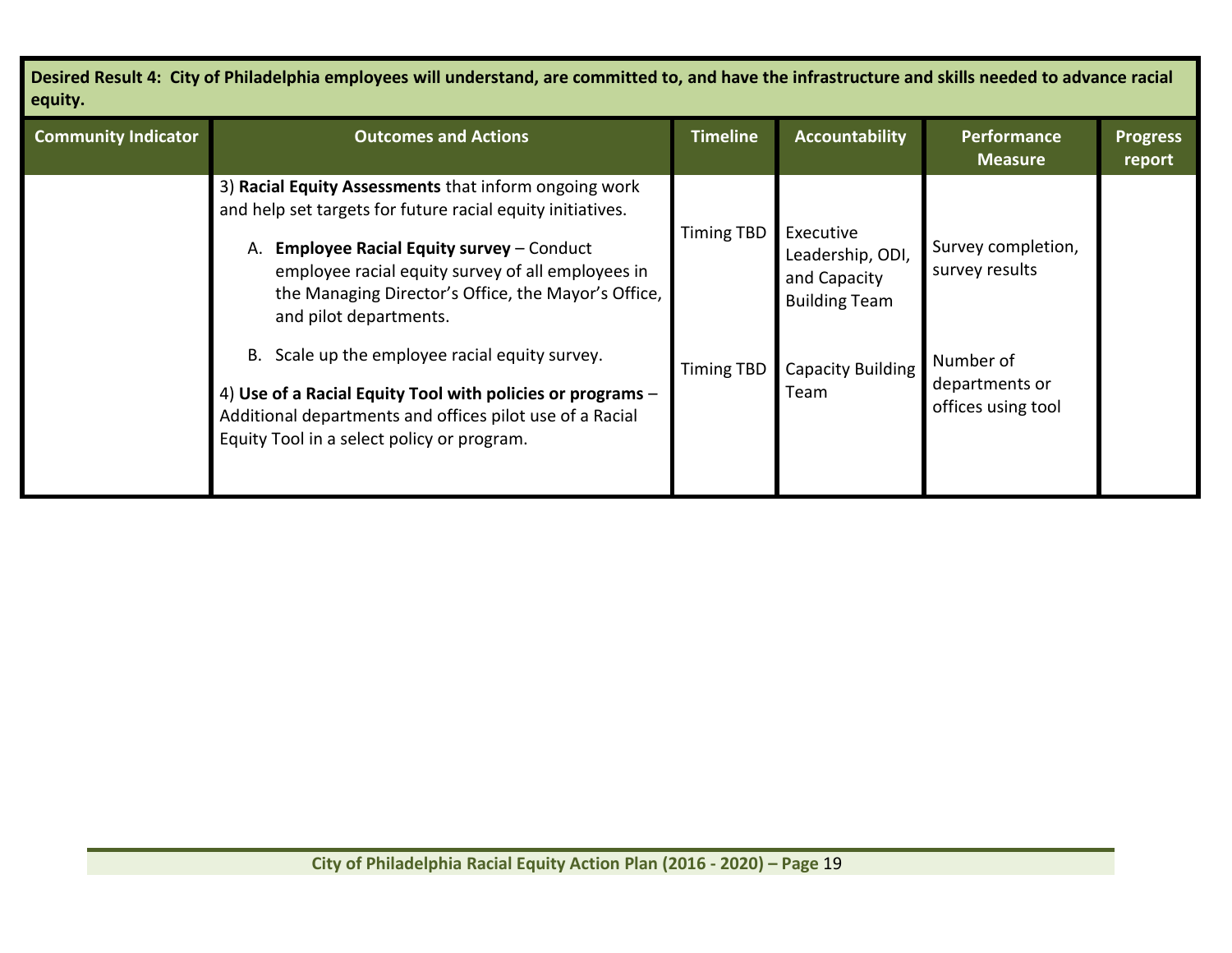**Desired Result 4: City of Philadelphia employees will understand, are committed to, and have the infrastructure and skills needed to advance racial equity.**

| Community Indicator | Outcomes and Actions | Timeline | Accountability | Performance Measure | Progress report |
|---|---|---|---|---|---|
| | 3) **Racial Equity Assessments** that inform ongoing work and help set targets for future racial equity initiatives. | | | | |
| | A. **Employee Racial Equity survey** – Conduct employee racial equity survey of all employees in the Managing Director's Office, the Mayor's Office, and pilot departments. | Timing TBD | Executive Leadership, ODI, and Capacity Building Team | Survey completion, survey results | |
| | B. Scale up the employee racial equity survey. | | | | |
| | 4) **Use of a Racial Equity Tool with policies or programs** – Additional departments and offices pilot use of a Racial Equity Tool in a select policy or program. | Timing TBD | Capacity Building Team | Number of departments or offices using tool | |